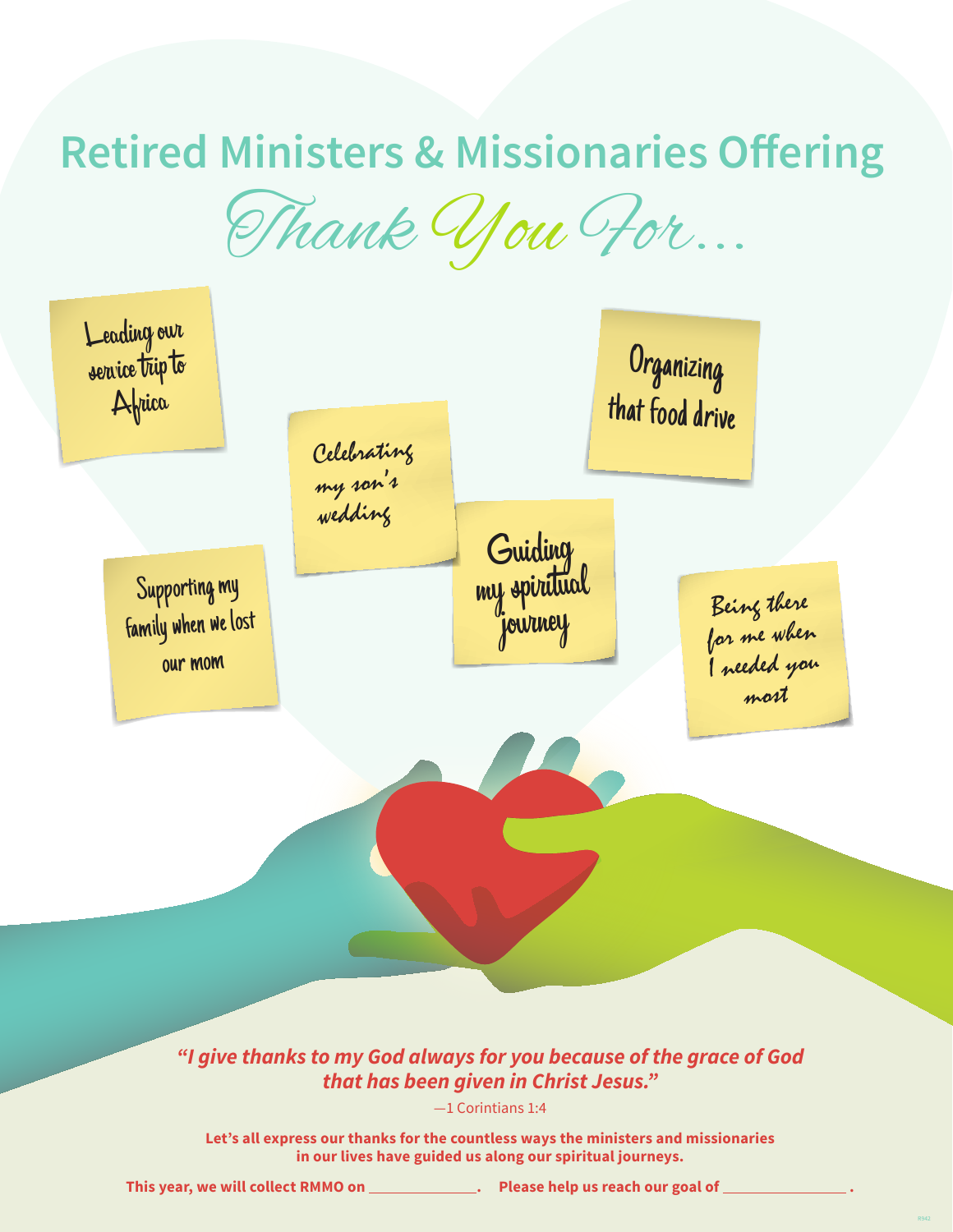# Retired Ministers & Missionaries Offering

## Thank You For...

Leading our service trip to Africa

Organizing that food drive

Celebrating my son's wedding

Guiding my spiritual journey

Supporting my family when we lost our mom

Being there for me when I needed you most

***"I give thanks to my God always for you because of the grace of God that has been given in Christ Jesus."***

—1 Corintians 1:4

**Let's all express our thanks for the countless ways the ministers and missionaries in our lives have guided us along our spiritual journeys.**

**This year, we will collect RMMO on _____________. Please help us reach our goal of _______________ .**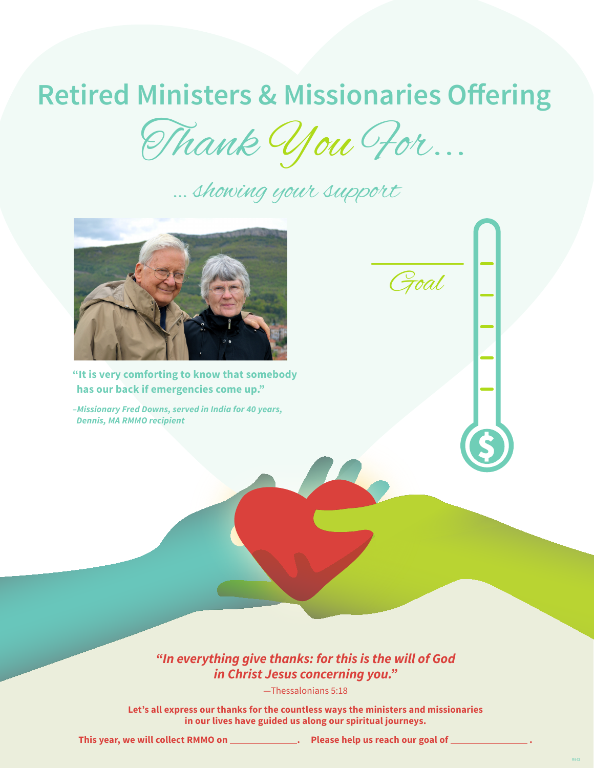# Retired Ministers & Missionaries Offering

## Thank You For...

*...showing your support*

Goal

**"It is very comforting to know that somebody has our back if emergencies come up."**

***–Missionary Fred Downs, served in India for 40 years, Dennis, MA RMMO recipient***

***"In everything give thanks: for this is the will of God in Christ Jesus concerning you."***

—Thessalonians 5:18

**Let's all express our thanks for the countless ways the ministers and missionaries in our lives have guided us along our spiritual journeys.**

**This year, we will collect RMMO on ______________. Please help us reach our goal of ________________ .**